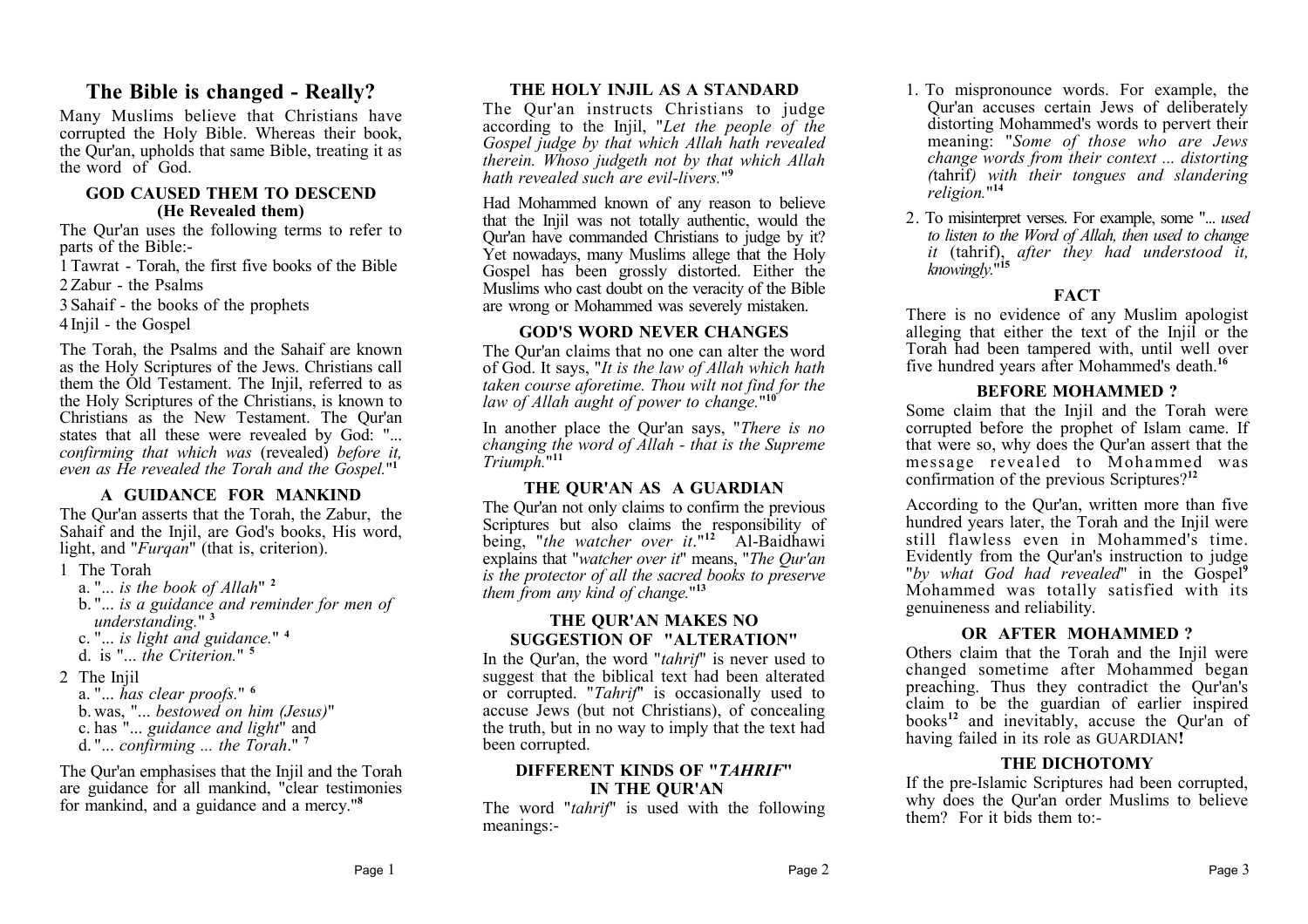# The Bible is changed - Really?

Many Muslims believe that Christians have corrupted the Holy Bible. Whereas their book, the Qur'an, upholds that same Bible, treating it as the word of God.

### GOD CAUSED THEM TO DESCEND (He Revealed them)

The Qur'an uses the following terms to refer to parts of the Bible:-

1 Tawrat - Torah, the first five books of the Bible
2 Zabur - the Psalms
3 Sahaif - the books of the prophets
4 Injil - the Gospel

The Torah, the Psalms and the Sahaif are known as the Holy Scriptures of the Jews. Christians call them the Old Testament. The Injil, referred to as the Holy Scriptures of the Christians, is known to Christians as the New Testament. The Qur'an states that all these were revealed by God: "*... confirming that which was* (revealed) *before it, even as He revealed the Torah and the Gospel.*"[1]

### A GUIDANCE FOR MANKIND

The Qur'an asserts that the Torah, the Zabur, the Sahaif and the Injil, are God's books, His word, light, and "*Furqan*" (that is, criterion).

1 The Torah
   a. "*... is the book of Allah*" [2]
   b. "*... is a guidance and reminder for men of understanding.*" [3]
   c. "*... is light and guidance.*" [4]
   d. is "*... the Criterion.*" [5]

2 The Injil
   a. "*... has clear proofs.*" [6]
   b. was, "*... bestowed on him (Jesus)*"
   c. has "*... guidance and light*" and
   d. "*... confirming ... the Torah*." [7]

The Qur'an emphasises that the Injil and the Torah are guidance for all mankind, "clear testimonies for mankind, and a guidance and a mercy."[8]

### THE HOLY INJIL AS A STANDARD

The Qur'an instructs Christians to judge according to the Injil, "*Let the people of the Gospel judge by that which Allah hath revealed therein. Whoso judgeth not by that which Allah hath revealed such are evil-livers.*"[9]

Had Mohammed known of any reason to believe that the Injil was not totally authentic, would the Qur'an have commanded Christians to judge by it? Yet nowadays, many Muslims allege that the Holy Gospel has been grossly distorted. Either the Muslims who cast doubt on the veracity of the Bible are wrong or Mohammed was severely mistaken.

### GOD'S WORD NEVER CHANGES

The Qur'an claims that no one can alter the word of God. It says, "*It is the law of Allah which hath taken course aforetime. Thou wilt not find for the law of Allah aught of power to change.*"[10]

In another place the Qur'an says, "*There is no changing the word of Allah - that is the Supreme Triumph.*"[11]

### THE QUR'AN AS A GUARDIAN

The Qur'an not only claims to confirm the previous Scriptures but also claims the responsibility of being, "*the watcher over it.*"[12] Al-Baidhawi explains that "*watcher over it*" means, "*The Qur'an is the protector of all the sacred books to preserve them from any kind of change.*"[13]

### THE QUR'AN MAKES NO SUGGESTION OF "ALTERATION"

In the Qur'an, the word "*tahrif*" is never used to suggest that the biblical text had been alterated or corrupted. "*Tahrif*" is occasionally used to accuse Jews (but not Christians), of concealing the truth, but in no way to imply that the text had been corrupted.

### DIFFERENT KINDS OF "*TAHRIF*" IN THE QUR'AN

The word "*tahrif*" is used with the following meanings:-

1. To mispronounce words. For example, the Qur'an accuses certain Jews of deliberately distorting Mohammed's words to pervert their meaning: "*Some of those who are Jews change words from their context ... distorting (*tahrif*) with their tongues and slandering religion.*"[14]

2. To misinterpret verses. For example, some "*... used to listen to the Word of Allah, then used to change it* (tahrif), *after they had understood it, knowingly.*"[15]

### FACT

There is no evidence of any Muslim apologist alleging that either the text of the Injil or the Torah had been tampered with, until well over five hundred years after Mohammed's death.[16]

### BEFORE MOHAMMED ?

Some claim that the Injil and the Torah were corrupted before the prophet of Islam came. If that were so, why does the Qur'an assert that the message revealed to Mohammed was confirmation of the previous Scriptures?[12]

According to the Qur'an, written more than five hundred years later, the Torah and the Injil were still flawless even in Mohammed's time. Evidently from the Qur'an's instruction to judge "*by what God had revealed*" in the Gospel[9] Mohammed was totally satisfied with its genuineness and reliability.

### OR AFTER MOHAMMED ?

Others claim that the Torah and the Injil were changed sometime after Mohammed began preaching. Thus they contradict the Qur'an's claim to be the guardian of earlier inspired books[12] and inevitably, accuse the Qur'an of having failed in its role as GUARDIAN**!**

### THE DICHOTOMY

If the pre-Islamic Scriptures had been corrupted, why does the Qur'an order Muslims to believe them? For it bids them to:-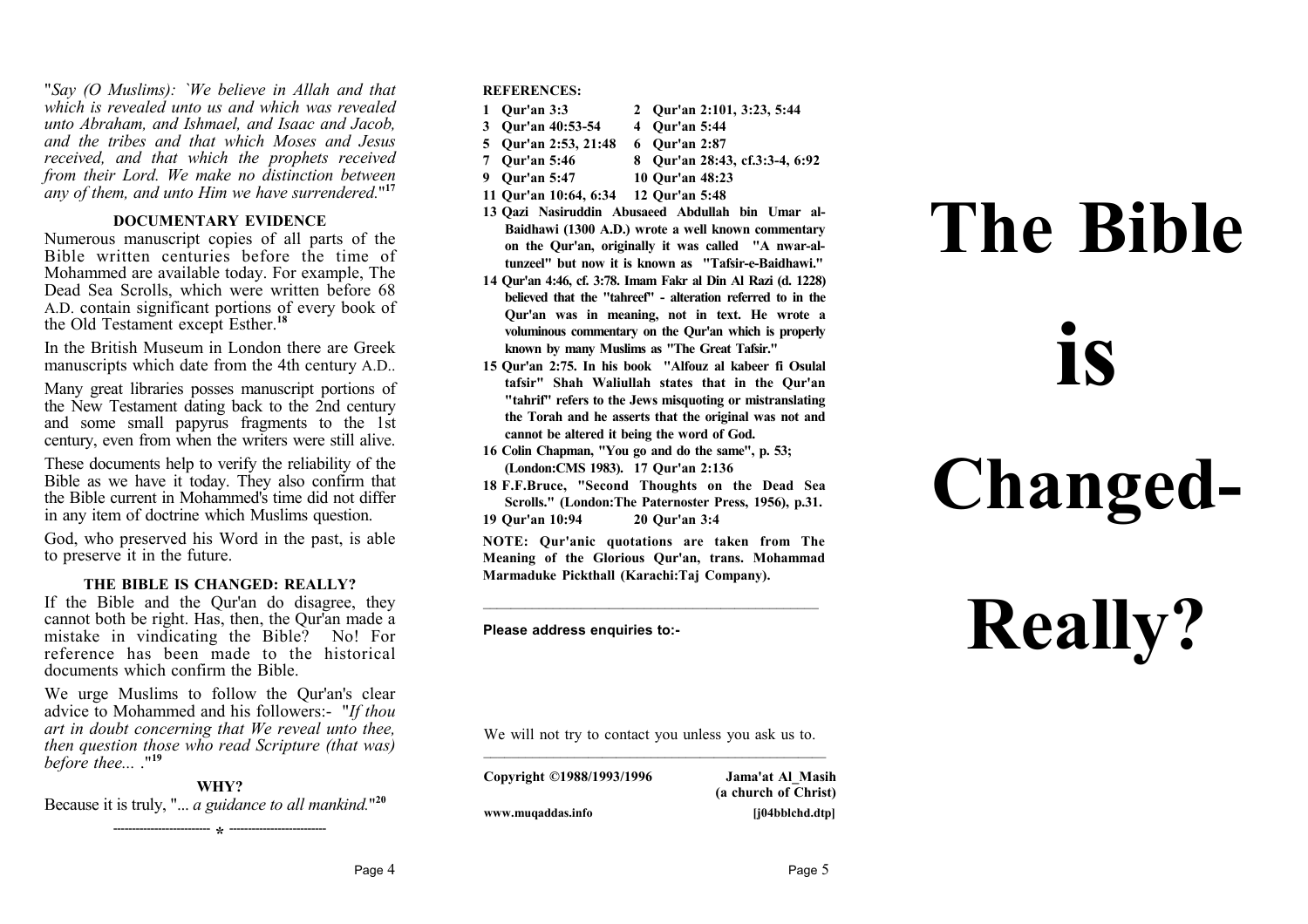"*Say (O Muslims): `We believe in Allah and that which is revealed unto us and which was revealed unto Abraham, and Ishmael, and Isaac and Jacob, and the tribes and that which Moses and Jesus received, and that which the prophets received from their Lord. We make no distinction between any of them, and unto Him we have surrendered.*"[17]

### DOCUMENTARY EVIDENCE

Numerous manuscript copies of all parts of the Bible written centuries before the time of Mohammed are available today. For example, The Dead Sea Scrolls, which were written before 68 A.D. contain significant portions of every book of the Old Testament except Esther.[18]

In the British Museum in London there are Greek manuscripts which date from the 4th century A.D..

Many great libraries posses manuscript portions of the New Testament dating back to the 2nd century and some small papyrus fragments to the 1st century, even from when the writers were still alive.

These documents help to verify the reliability of the Bible as we have it today. They also confirm that the Bible current in Mohammed's time did not differ in any item of doctrine which Muslims question.

God, who preserved his Word in the past, is able to preserve it in the future.

### THE BIBLE IS CHANGED: REALLY?

If the Bible and the Qur'an do disagree, they cannot both be right. Has, then, the Qur'an made a mistake in vindicating the Bible? No! For reference has been made to the historical documents which confirm the Bible.

We urge Muslims to follow the Qur'an's clear advice to Mohammed and his followers:- "*If thou art in doubt concerning that We reveal unto thee, then question those who read Scripture (that was) before thee... .*"[19]

### WHY?

Because it is truly, "*... a guidance to all mankind.*"[20]

------------------------- * -------------------------

**REFERENCES:**

**1 Qur'an 3:3**
**2 Qur'an 2:101, 3:23, 5:44**
**3 Qur'an 40:53-54**
**4 Qur'an 5:44**
**5 Qur'an 2:53, 21:48**
**6 Qur'an 2:87**
**7 Qur'an 5:46**
**8 Qur'an 28:43, cf.3:3-4, 6:92**
**9 Qur'an 5:47**
**10 Qur'an 48:23**
**11 Qur'an 10:64, 6:34**
**12 Qur'an 5:48**
**13 Qazi Nasiruddin Abusaeed Abdullah bin Umar al-Baidhawi (1300 A.D.) wrote a well known commentary on the Qur'an, originally it was called "A nwar-al-tunzeel" but now it is known as "Tafsir-e-Baidhawi."**
**14 Qur'an 4:46, cf. 3:78. Imam Fakr al Din Al Razi (d. 1228) believed that the "tahreef" - alteration referred to in the Qur'an was in meaning, not in text. He wrote a voluminous commentary on the Qur'an which is properly known by many Muslims as "The Great Tafsir."**
**15 Qur'an 2:75. In his book "Alfouz al kabeer fi Osulal tafsir" Shah Waliullah states that in the Qur'an "tahrif" refers to the Jews misquoting or mistranslating the Torah and he asserts that the original was not and cannot be altered it being the word of God.**
**16 Colin Chapman, "You go and do the same", p. 53; (London:CMS 1983).**
**17 Qur'an 2:136**
**18 F.F.Bruce, "Second Thoughts on the Dead Sea Scrolls." (London:The Paternoster Press, 1956), p.31.**
**19 Qur'an 10:94**
**20 Qur'an 3:4**

**NOTE: Qur'anic quotations are taken from The Meaning of the Glorious Qur'an, trans. Mohammad Marmaduke Pickthall (Karachi:Taj Company).**

---

**Please address enquiries to:-**

We will not try to contact you unless you ask us to.

---

**Copyright ©1988/1993/1996** — **Jama'at Al_Masih (a church of Christ)**

**www.muqaddas.info** — **[j04bblchd.dtp]**

# The Bible is Changed- Really?